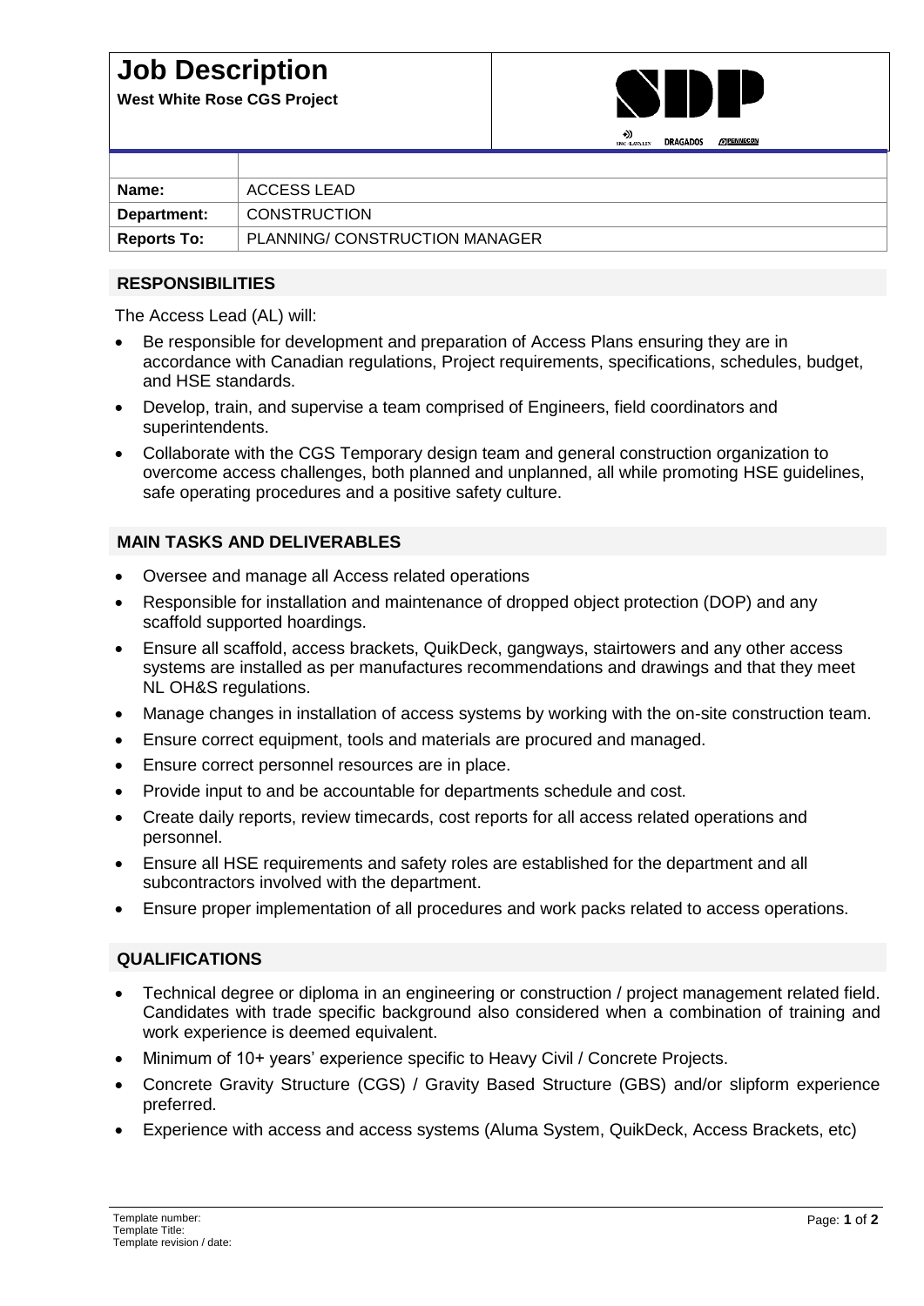# Job Description

**West White Rose CGS Project**

| | |
|---|---|
| **Name:** | ACCESS LEAD |
| **Department:** | CONSTRUCTION |
| **Reports To:** | PLANNING/ CONSTRUCTION MANAGER |

## RESPONSIBILITIES

The Access Lead (AL) will:

- Be responsible for development and preparation of Access Plans ensuring they are in accordance with Canadian regulations, Project requirements, specifications, schedules, budget, and HSE standards.
- Develop, train, and supervise a team comprised of Engineers, field coordinators and superintendents.
- Collaborate with the CGS Temporary design team and general construction organization to overcome access challenges, both planned and unplanned, all while promoting HSE guidelines, safe operating procedures and a positive safety culture.

## MAIN TASKS AND DELIVERABLES

- Oversee and manage all Access related operations
- Responsible for installation and maintenance of dropped object protection (DOP) and any scaffold supported hoardings.
- Ensure all scaffold, access brackets, QuikDeck, gangways, stairtowers and any other access systems are installed as per manufactures recommendations and drawings and that they meet NL OH&S regulations.
- Manage changes in installation of access systems by working with the on-site construction team.
- Ensure correct equipment, tools and materials are procured and managed.
- Ensure correct personnel resources are in place.
- Provide input to and be accountable for departments schedule and cost.
- Create daily reports, review timecards, cost reports for all access related operations and personnel.
- Ensure all HSE requirements and safety roles are established for the department and all subcontractors involved with the department.
- Ensure proper implementation of all procedures and work packs related to access operations.

## QUALIFICATIONS

- Technical degree or diploma in an engineering or construction / project management related field. Candidates with trade specific background also considered when a combination of training and work experience is deemed equivalent.
- Minimum of 10+ years' experience specific to Heavy Civil / Concrete Projects.
- Concrete Gravity Structure (CGS) / Gravity Based Structure (GBS) and/or slipform experience preferred.
- Experience with access and access systems (Aluma System, QuikDeck, Access Brackets, etc)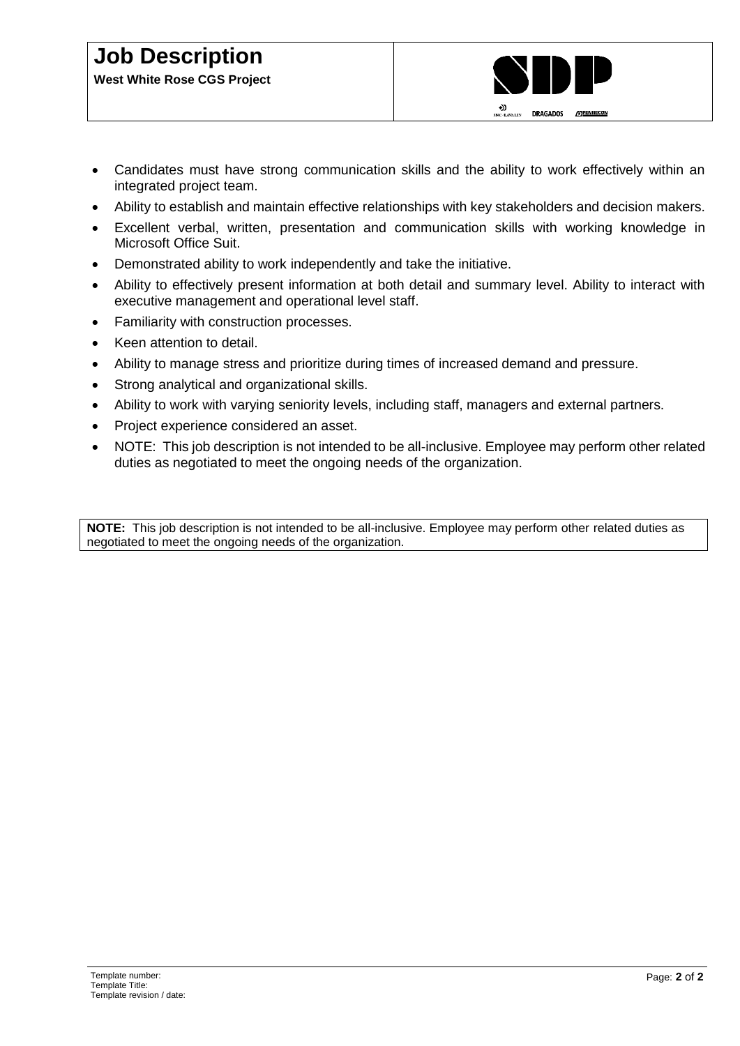- Candidates must have strong communication skills and the ability to work effectively within an integrated project team.
- Ability to establish and maintain effective relationships with key stakeholders and decision makers.
- Excellent verbal, written, presentation and communication skills with working knowledge in Microsoft Office Suit.
- Demonstrated ability to work independently and take the initiative.
- Ability to effectively present information at both detail and summary level. Ability to interact with executive management and operational level staff.
- Familiarity with construction processes.
- Keen attention to detail.
- Ability to manage stress and prioritize during times of increased demand and pressure.
- Strong analytical and organizational skills.
- Ability to work with varying seniority levels, including staff, managers and external partners.
- Project experience considered an asset.
- NOTE: This job description is not intended to be all-inclusive. Employee may perform other related duties as negotiated to meet the ongoing needs of the organization.

**NOTE:** This job description is not intended to be all-inclusive. Employee may perform other related duties as negotiated to meet the ongoing needs of the organization.